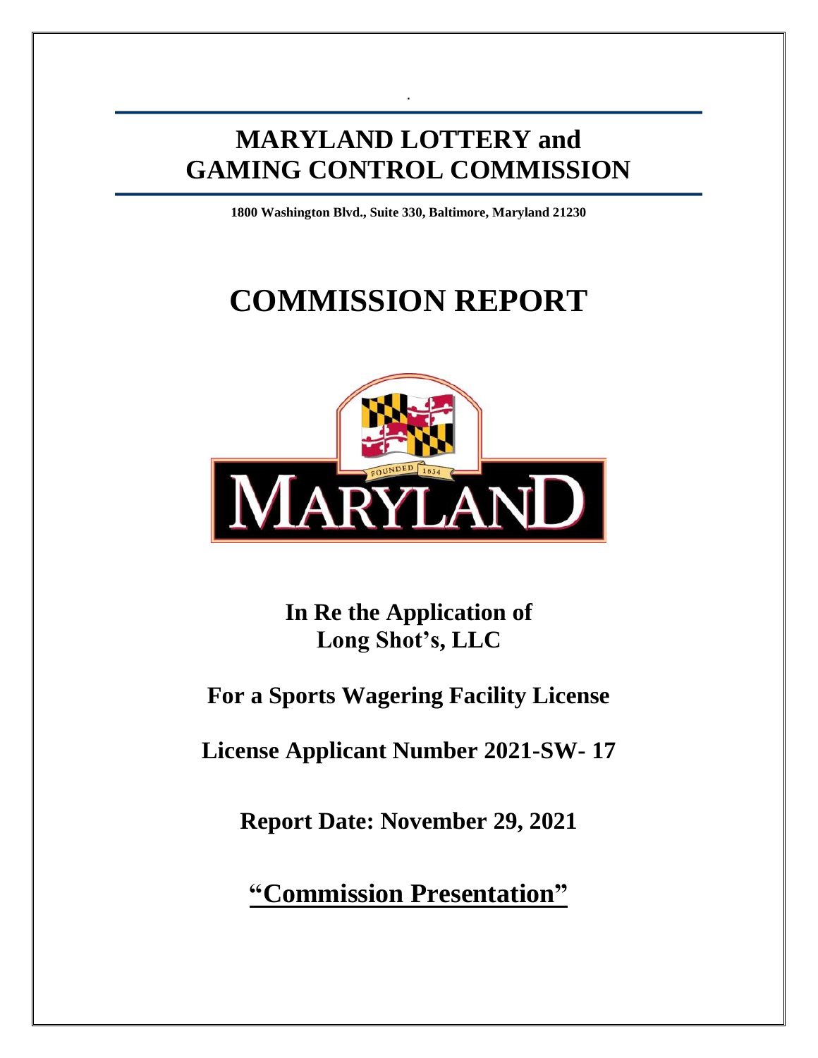# MARYLAND LOTTERY and GAMING CONTROL COMMISSION

**1800 Washington Blvd., Suite 330, Baltimore, Maryland 21230**

# COMMISSION REPORT

**In Re the Application of**
**Long Shot's, LLC**

**For a Sports Wagering Facility License**

**License Applicant Number 2021-SW- 17**

**Report Date: November 29, 2021**

**"Commission Presentation"**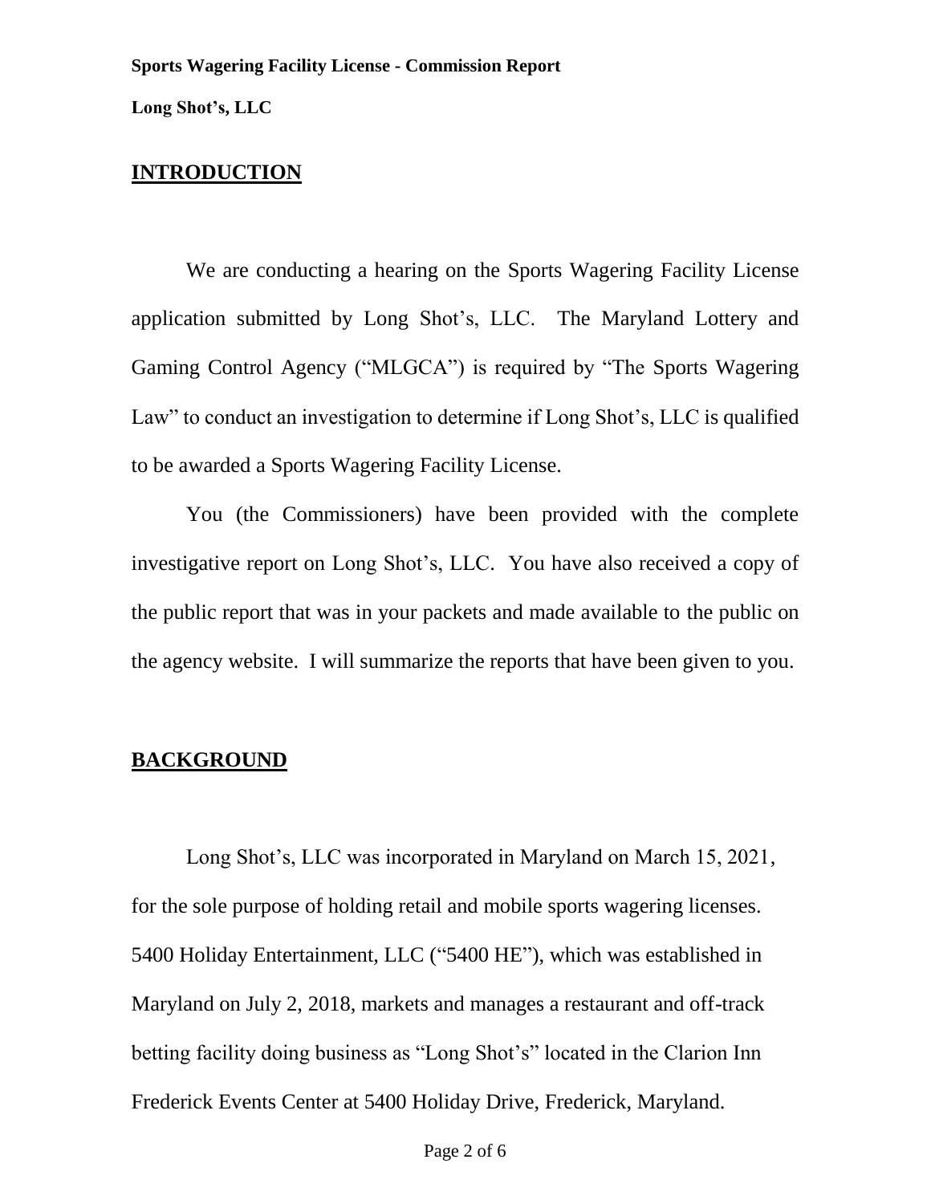## INTRODUCTION

We are conducting a hearing on the Sports Wagering Facility License application submitted by Long Shot's, LLC. The Maryland Lottery and Gaming Control Agency ("MLGCA") is required by "The Sports Wagering Law" to conduct an investigation to determine if Long Shot's, LLC is qualified to be awarded a Sports Wagering Facility License.

You (the Commissioners) have been provided with the complete investigative report on Long Shot's, LLC. You have also received a copy of the public report that was in your packets and made available to the public on the agency website. I will summarize the reports that have been given to you.

## BACKGROUND

Long Shot's, LLC was incorporated in Maryland on March 15, 2021, for the sole purpose of holding retail and mobile sports wagering licenses. 5400 Holiday Entertainment, LLC ("5400 HE"), which was established in Maryland on July 2, 2018, markets and manages a restaurant and off-track betting facility doing business as "Long Shot's" located in the Clarion Inn Frederick Events Center at 5400 Holiday Drive, Frederick, Maryland.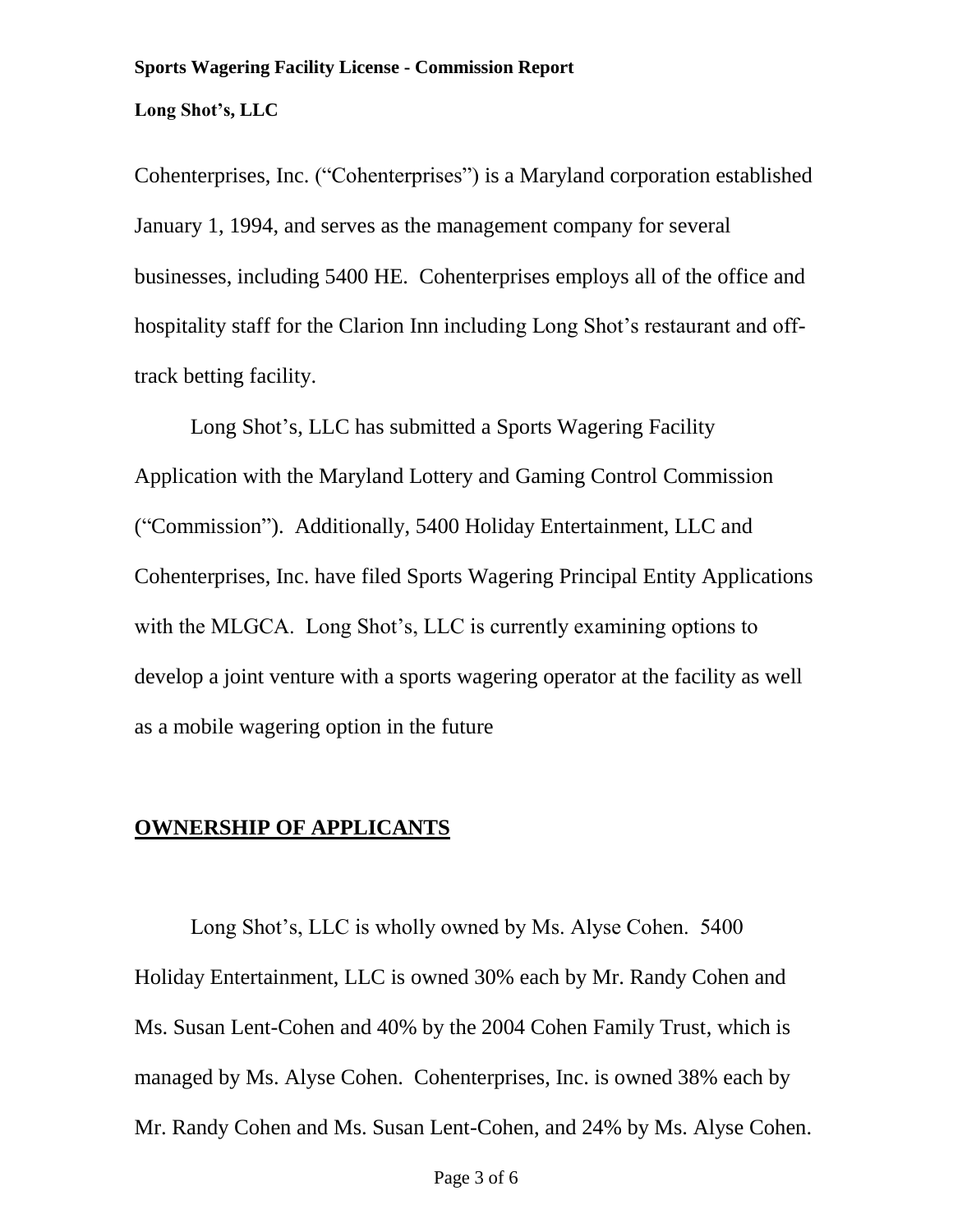Cohenterprises, Inc. ("Cohenterprises") is a Maryland corporation established January 1, 1994, and serves as the management company for several businesses, including 5400 HE. Cohenterprises employs all of the office and hospitality staff for the Clarion Inn including Long Shot's restaurant and off-track betting facility.

Long Shot's, LLC has submitted a Sports Wagering Facility Application with the Maryland Lottery and Gaming Control Commission ("Commission"). Additionally, 5400 Holiday Entertainment, LLC and Cohenterprises, Inc. have filed Sports Wagering Principal Entity Applications with the MLGCA. Long Shot's, LLC is currently examining options to develop a joint venture with a sports wagering operator at the facility as well as a mobile wagering option in the future

## OWNERSHIP OF APPLICANTS

Long Shot's, LLC is wholly owned by Ms. Alyse Cohen. 5400 Holiday Entertainment, LLC is owned 30% each by Mr. Randy Cohen and Ms. Susan Lent-Cohen and 40% by the 2004 Cohen Family Trust, which is managed by Ms. Alyse Cohen. Cohenterprises, Inc. is owned 38% each by Mr. Randy Cohen and Ms. Susan Lent-Cohen, and 24% by Ms. Alyse Cohen.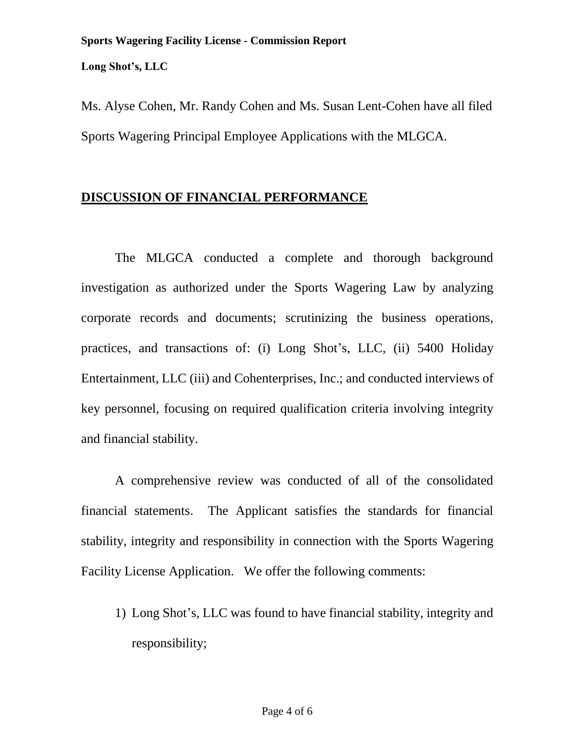Ms. Alyse Cohen, Mr. Randy Cohen and Ms. Susan Lent-Cohen have all filed Sports Wagering Principal Employee Applications with the MLGCA.

## DISCUSSION OF FINANCIAL PERFORMANCE

The MLGCA conducted a complete and thorough background investigation as authorized under the Sports Wagering Law by analyzing corporate records and documents; scrutinizing the business operations, practices, and transactions of: (i) Long Shot's, LLC, (ii) 5400 Holiday Entertainment, LLC (iii) and Cohenterprises, Inc.; and conducted interviews of key personnel, focusing on required qualification criteria involving integrity and financial stability.

A comprehensive review was conducted of all of the consolidated financial statements. The Applicant satisfies the standards for financial stability, integrity and responsibility in connection with the Sports Wagering Facility License Application. We offer the following comments:

1) Long Shot's, LLC was found to have financial stability, integrity and responsibility;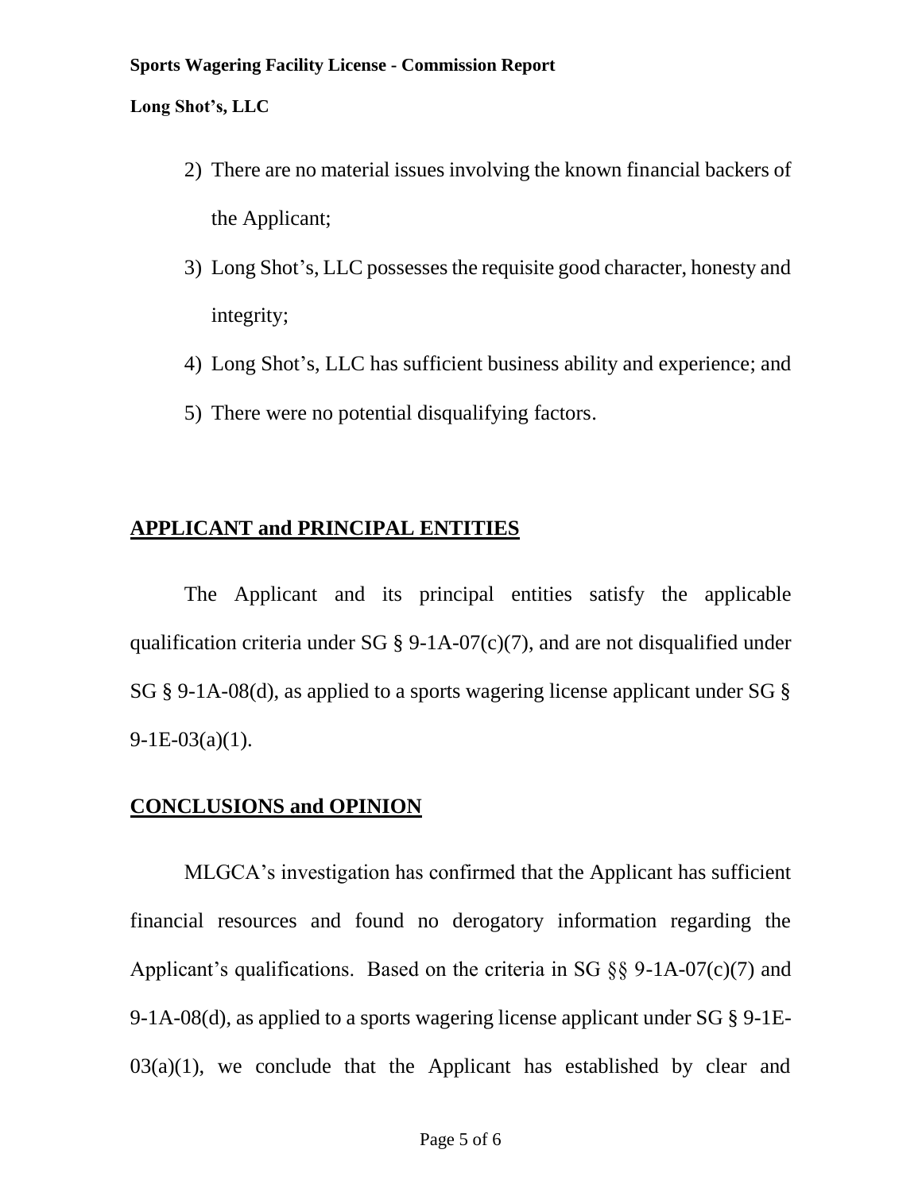2) There are no material issues involving the known financial backers of the Applicant;
3) Long Shot's, LLC possesses the requisite good character, honesty and integrity;
4) Long Shot's, LLC has sufficient business ability and experience; and
5) There were no potential disqualifying factors.

## APPLICANT and PRINCIPAL ENTITIES

The Applicant and its principal entities satisfy the applicable qualification criteria under SG § 9-1A-07(c)(7), and are not disqualified under SG § 9-1A-08(d), as applied to a sports wagering license applicant under SG § 9-1E-03(a)(1).

## CONCLUSIONS and OPINION

MLGCA's investigation has confirmed that the Applicant has sufficient financial resources and found no derogatory information regarding the Applicant's qualifications. Based on the criteria in SG §§ 9-1A-07(c)(7) and 9-1A-08(d), as applied to a sports wagering license applicant under SG § 9-1E-03(a)(1), we conclude that the Applicant has established by clear and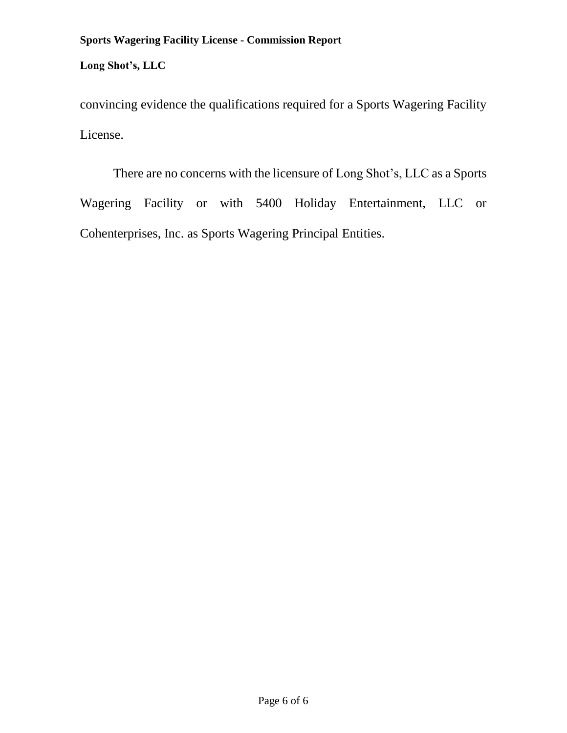convincing evidence the qualifications required for a Sports Wagering Facility License.

There are no concerns with the licensure of Long Shot's, LLC as a Sports Wagering Facility or with 5400 Holiday Entertainment, LLC or Cohenterprises, Inc. as Sports Wagering Principal Entities.